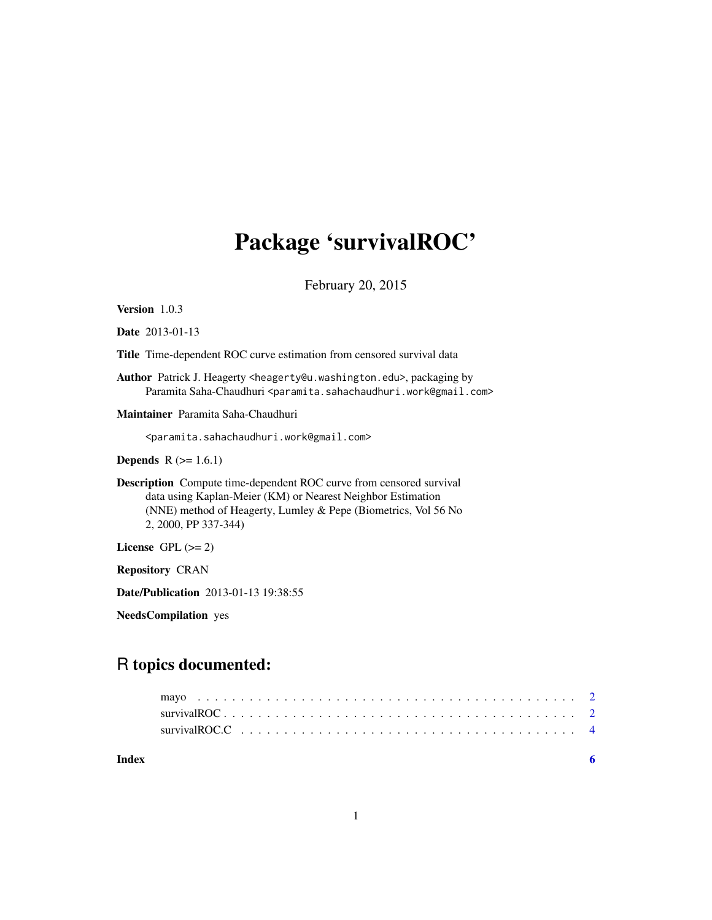# Package 'survivalROC'

February 20, 2015

**Version** 1.0.3

**Date** 2013-01-13

**Title** Time-dependent ROC curve estimation from censored survival data

**Author** Patrick J. Heagerty <heagerty@u.washington.edu>, packaging by Paramita Saha-Chaudhuri <paramita.sahachaudhuri.work@gmail.com>

**Maintainer** Paramita Saha-Chaudhuri <paramita.sahachaudhuri.work@gmail.com>

**Depends** R (>= 1.6.1)

**Description** Compute time-dependent ROC curve from censored survival data using Kaplan-Meier (KM) or Nearest Neighbor Estimation (NNE) method of Heagerty, Lumley & Pepe (Biometrics, Vol 56 No 2, 2000, PP 337-344)

**License** GPL (>= 2)

**Repository** CRAN

**Date/Publication** 2013-01-13 19:38:55

**NeedsCompilation** yes

## R topics documented:

- mayo . . . . . . . . . . . . . . . . . . . . . . . . . . . . . . . . . . . . . . . . . . 2
- survivalROC . . . . . . . . . . . . . . . . . . . . . . . . . . . . . . . . . . . . . . 2
- survivalROC.C . . . . . . . . . . . . . . . . . . . . . . . . . . . . . . . . . . . . 4

**Index** **6**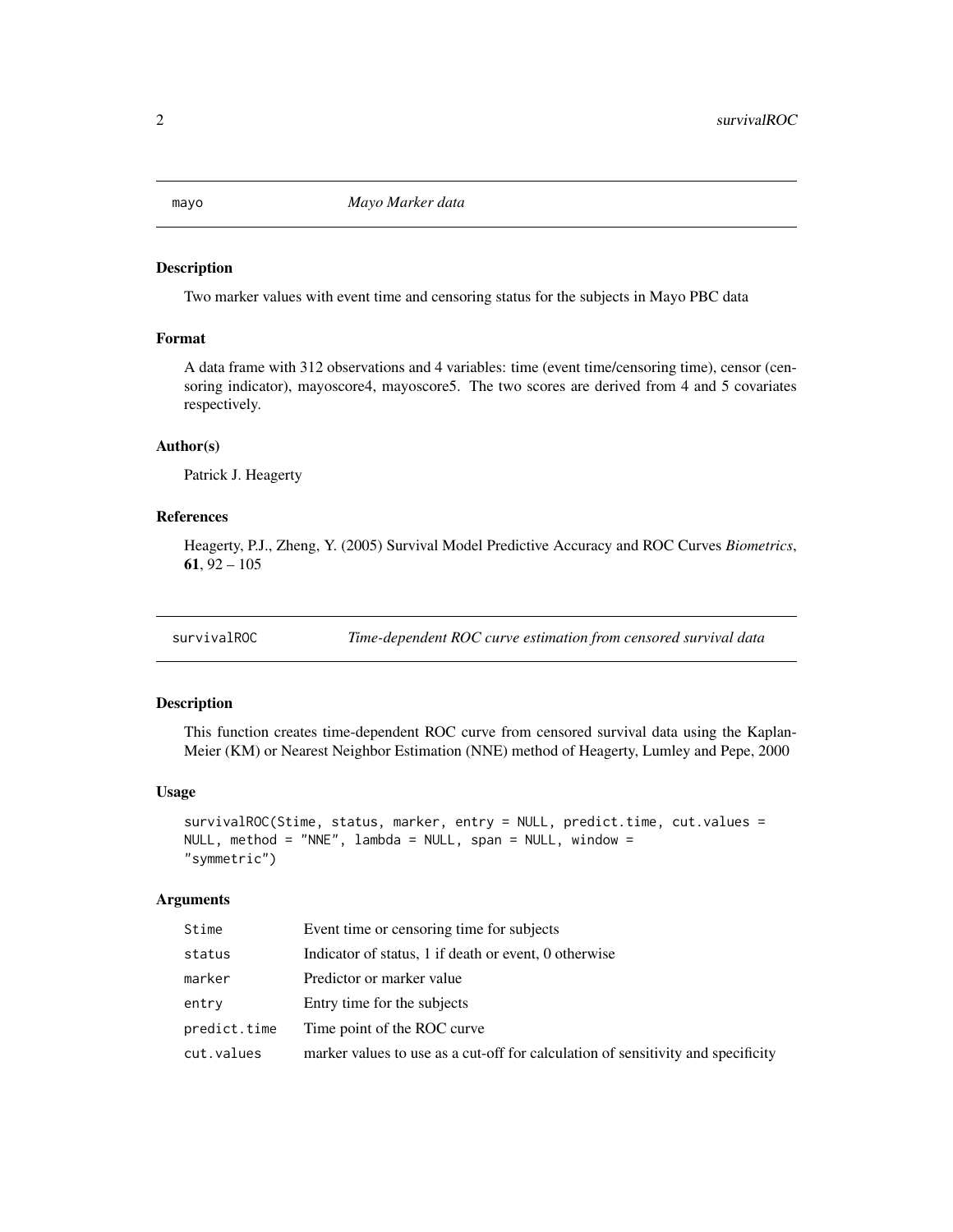## mayo *Mayo Marker data*

### Description

Two marker values with event time and censoring status for the subjects in Mayo PBC data

### Format

A data frame with 312 observations and 4 variables: time (event time/censoring time), censor (censoring indicator), mayoscore4, mayoscore5. The two scores are derived from 4 and 5 covariates respectively.

### Author(s)

Patrick J. Heagerty

### References

Heagerty, P.J., Zheng, Y. (2005) Survival Model Predictive Accuracy and ROC Curves *Biometrics*, **61**, 92 – 105

## survivalROC *Time-dependent ROC curve estimation from censored survival data*

### Description

This function creates time-dependent ROC curve from censored survival data using the Kaplan-Meier (KM) or Nearest Neighbor Estimation (NNE) method of Heagerty, Lumley and Pepe, 2000

### Usage

```
survivalROC(Stime, status, marker, entry = NULL, predict.time, cut.values =
NULL, method = "NNE", lambda = NULL, span = NULL, window =
"symmetric")
```

### Arguments

| | |
|---|---|
| Stime | Event time or censoring time for subjects |
| status | Indicator of status, 1 if death or event, 0 otherwise |
| marker | Predictor or marker value |
| entry | Entry time for the subjects |
| predict.time | Time point of the ROC curve |
| cut.values | marker values to use as a cut-off for calculation of sensitivity and specificity |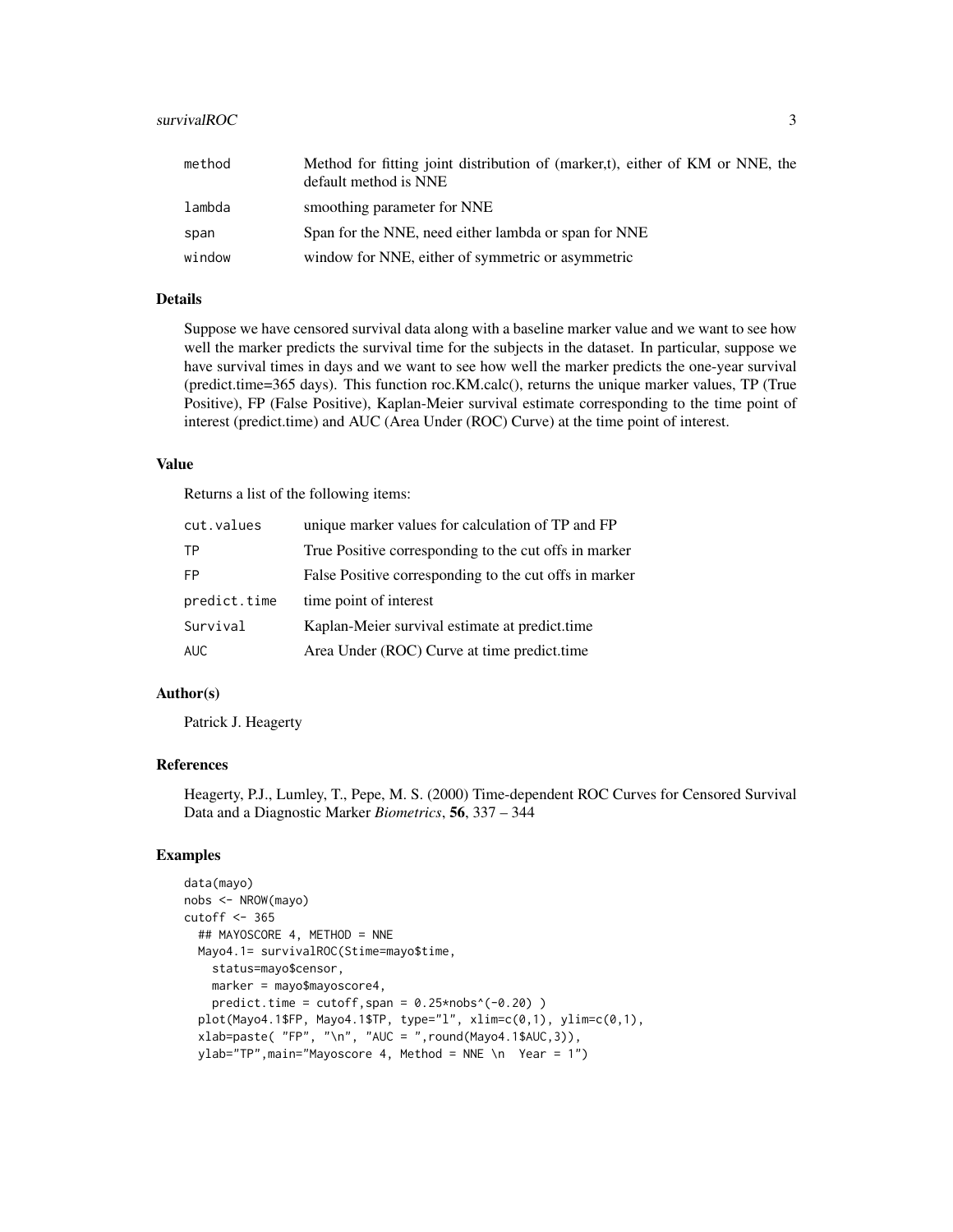| | |
|---|---|
| method | Method for fitting joint distribution of (marker,t), either of KM or NNE, the default method is NNE |
| lambda | smoothing parameter for NNE |
| span | Span for the NNE, need either lambda or span for NNE |
| window | window for NNE, either of symmetric or asymmetric |

## Details

Suppose we have censored survival data along with a baseline marker value and we want to see how well the marker predicts the survival time for the subjects in the dataset. In particular, suppose we have survival times in days and we want to see how well the marker predicts the one-year survival (predict.time=365 days). This function roc.KM.calc(), returns the unique marker values, TP (True Positive), FP (False Positive), Kaplan-Meier survival estimate corresponding to the time point of interest (predict.time) and AUC (Area Under (ROC) Curve) at the time point of interest.

## Value

Returns a list of the following items:

| | |
|---|---|
| cut.values | unique marker values for calculation of TP and FP |
| TP | True Positive corresponding to the cut offs in marker |
| FP | False Positive corresponding to the cut offs in marker |
| predict.time | time point of interest |
| Survival | Kaplan-Meier survival estimate at predict.time |
| AUC | Area Under (ROC) Curve at time predict.time |

## Author(s)

Patrick J. Heagerty

## References

Heagerty, P.J., Lumley, T., Pepe, M. S. (2000) Time-dependent ROC Curves for Censored Survival Data and a Diagnostic Marker *Biometrics*, **56**, 337 – 344

## Examples

```
data(mayo)
nobs <- NROW(mayo)
cutoff <- 365
  ## MAYOSCORE 4, METHOD = NNE
  Mayo4.1= survivalROC(Stime=mayo$time,
    status=mayo$censor,
    marker = mayo$mayoscore4,
    predict.time = cutoff,span = 0.25*nobs^(-0.20) )
  plot(Mayo4.1$FP, Mayo4.1$TP, type="l", xlim=c(0,1), ylim=c(0,1),
  xlab=paste( "FP", "\n", "AUC = ",round(Mayo4.1$AUC,3)),
  ylab="TP",main="Mayoscore 4, Method = NNE \n  Year = 1")
```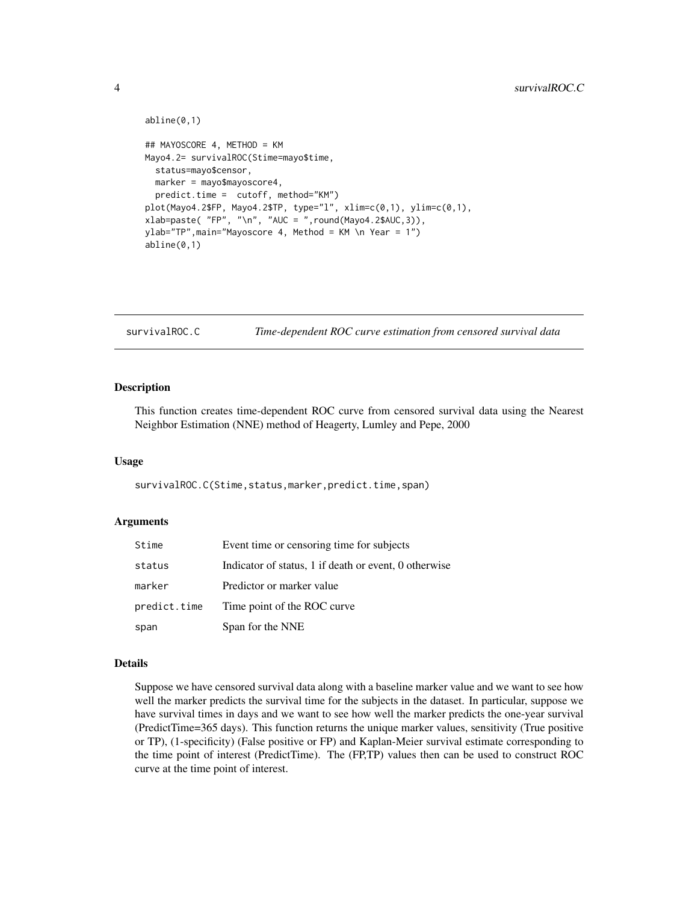```
abline(0,1)

## MAYOSCORE 4, METHOD = KM
Mayo4.2= survivalROC(Stime=mayo$time,
  status=mayo$censor,
  marker = mayo$mayoscore4,
  predict.time =  cutoff, method="KM")
plot(Mayo4.2$FP, Mayo4.2$TP, type="l", xlim=c(0,1), ylim=c(0,1),
xlab=paste( "FP", "\n", "AUC = ",round(Mayo4.2$AUC,3)),
ylab="TP",main="Mayoscore 4, Method = KM \n Year = 1")
abline(0,1)
```

---

## survivalROC.C — *Time-dependent ROC curve estimation from censored survival data*

### Description

This function creates time-dependent ROC curve from censored survival data using the Nearest Neighbor Estimation (NNE) method of Heagerty, Lumley and Pepe, 2000

### Usage

```
survivalROC.C(Stime,status,marker,predict.time,span)
```

### Arguments

| | |
|---|---|
| `Stime` | Event time or censoring time for subjects |
| `status` | Indicator of status, 1 if death or event, 0 otherwise |
| `marker` | Predictor or marker value |
| `predict.time` | Time point of the ROC curve |
| `span` | Span for the NNE |

### Details

Suppose we have censored survival data along with a baseline marker value and we want to see how well the marker predicts the survival time for the subjects in the dataset. In particular, suppose we have survival times in days and we want to see how well the marker predicts the one-year survival (PredictTime=365 days). This function returns the unique marker values, sensitivity (True positive or TP), (1-specificity) (False positive or FP) and Kaplan-Meier survival estimate corresponding to the time point of interest (PredictTime). The (FP,TP) values then can be used to construct ROC curve at the time point of interest.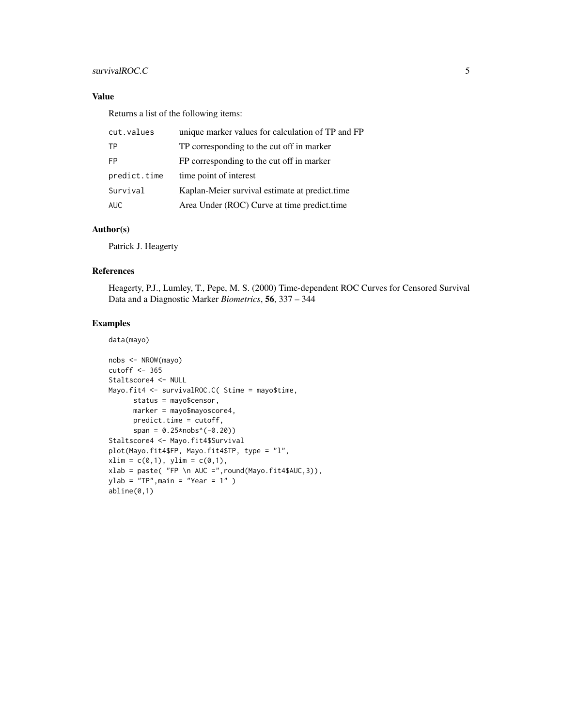## Value

Returns a list of the following items:

| | |
|---|---|
| cut.values | unique marker values for calculation of TP and FP |
| TP | TP corresponding to the cut off in marker |
| FP | FP corresponding to the cut off in marker |
| predict.time | time point of interest |
| Survival | Kaplan-Meier survival estimate at predict.time |
| AUC | Area Under (ROC) Curve at time predict.time |

## Author(s)

Patrick J. Heagerty

## References

Heagerty, P.J., Lumley, T., Pepe, M. S. (2000) Time-dependent ROC Curves for Censored Survival Data and a Diagnostic Marker *Biometrics*, **56**, 337 – 344

## Examples

```
data(mayo)

nobs <- NROW(mayo)
cutoff <- 365
Staltscore4 <- NULL
Mayo.fit4 <- survivalROC.C( Stime = mayo$time,
      status = mayo$censor,
      marker = mayo$mayoscore4,
      predict.time = cutoff,
      span = 0.25*nobs^(-0.20))
Staltscore4 <- Mayo.fit4$Survival
plot(Mayo.fit4$FP, Mayo.fit4$TP, type = "l",
xlim = c(0,1), ylim = c(0,1),
xlab = paste( "FP \n AUC =",round(Mayo.fit4$AUC,3)),
ylab = "TP",main = "Year = 1" )
abline(0,1)
```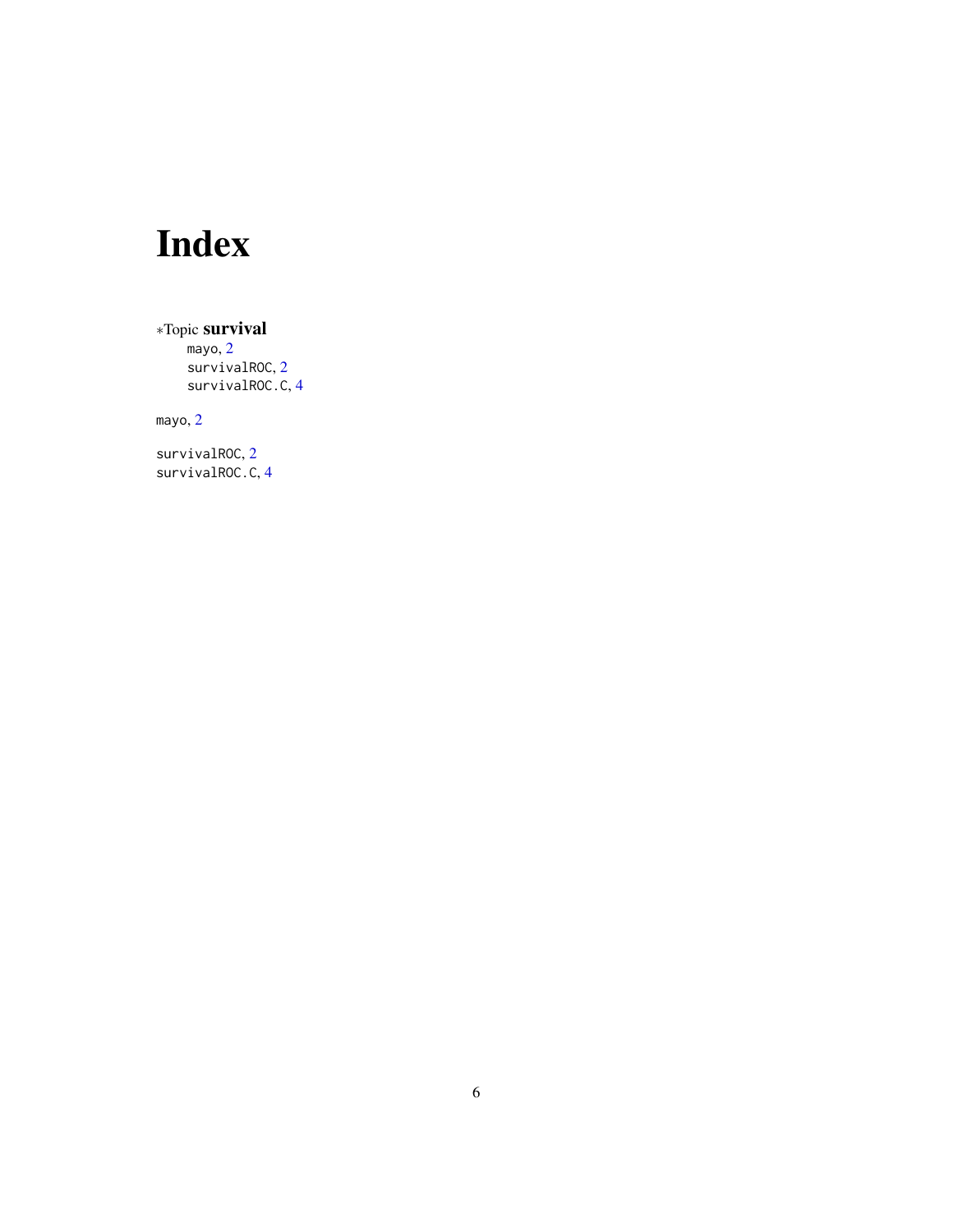# Index

∗Topic **survival**

mayo, 2
survivalROC, 2
survivalROC.C, 4

mayo, 2

survivalROC, 2
survivalROC.C, 4